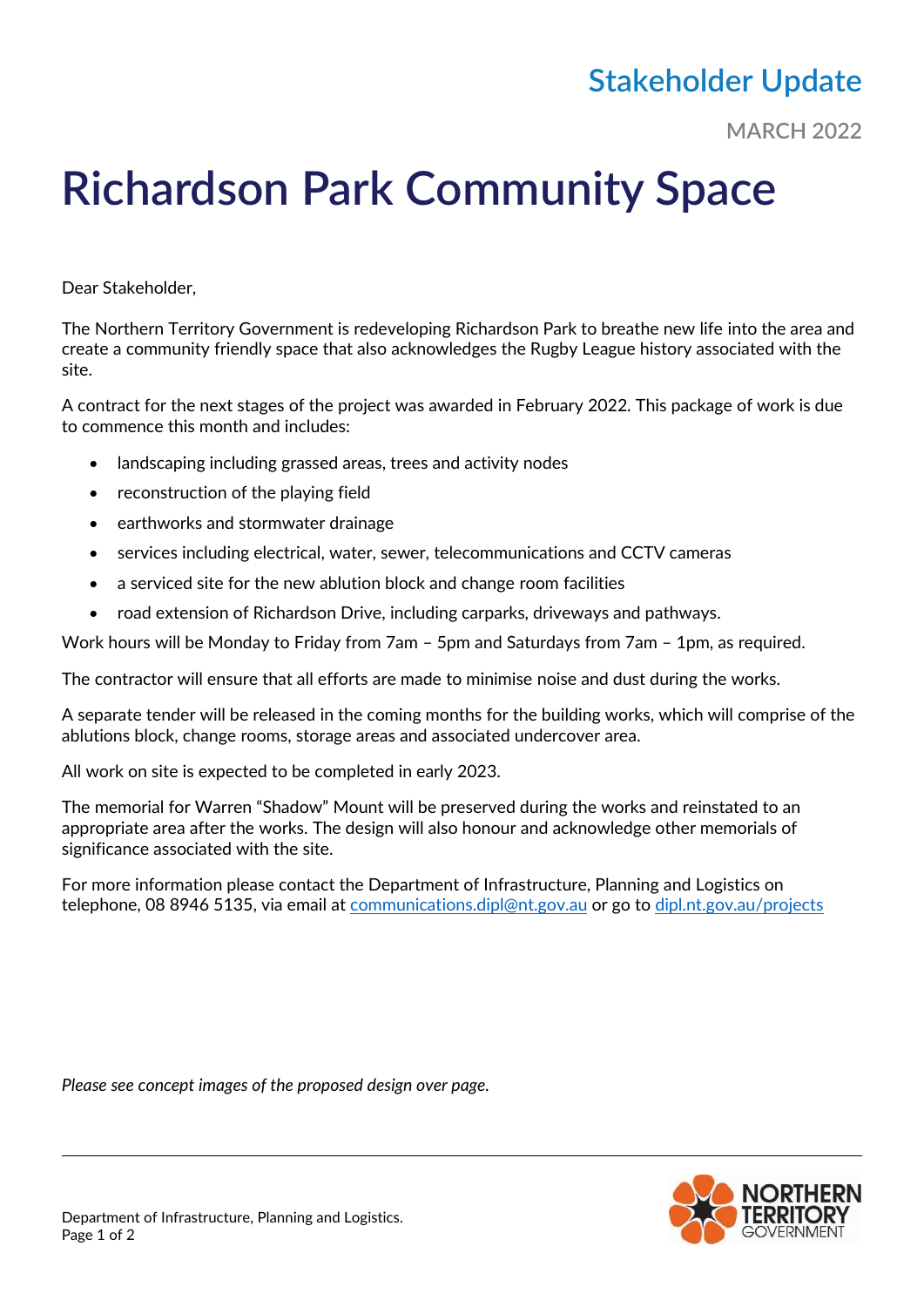Stakeholder Update

MARCH 2022

# Richardson Park Community Space

Dear Stakeholder,

The Northern Territory Government is redeveloping Richardson Park to breathe new life into the area and create a community friendly space that also acknowledges the Rugby League history associated with the site.

A contract for the next stages of the project was awarded in February 2022. This package of work is due to commence this month and includes:

- landscaping including grassed areas, trees and activity nodes
- reconstruction of the playing field
- earthworks and stormwater drainage
- services including electrical, water, sewer, telecommunications and CCTV cameras
- a serviced site for the new ablution block and change room facilities
- road extension of Richardson Drive, including carparks, driveways and pathways.

Work hours will be Monday to Friday from 7am – 5pm and Saturdays from 7am – 1pm, as required.

The contractor will ensure that all efforts are made to minimise noise and dust during the works.

A separate tender will be released in the coming months for the building works, which will comprise of the ablutions block, change rooms, storage areas and associated undercover area.

All work on site is expected to be completed in early 2023.

The memorial for Warren "Shadow" Mount will be preserved during the works and reinstated to an appropriate area after the works. The design will also honour and acknowledge other memorials of significance associated with the site.

For more information please contact the Department of Infrastructure, Planning and Logistics on telephone, 08 8946 5135, via email at [communications.dipl@nt.gov.au](mailto:communications.dipl@nt.gov.au) or go to [dipl.nt.gov.au/projects](http://dipl.nt.gov.au/projects)

*Please see concept images of the proposed design over page.*

Department of Infrastructure, Planning and Logistics.